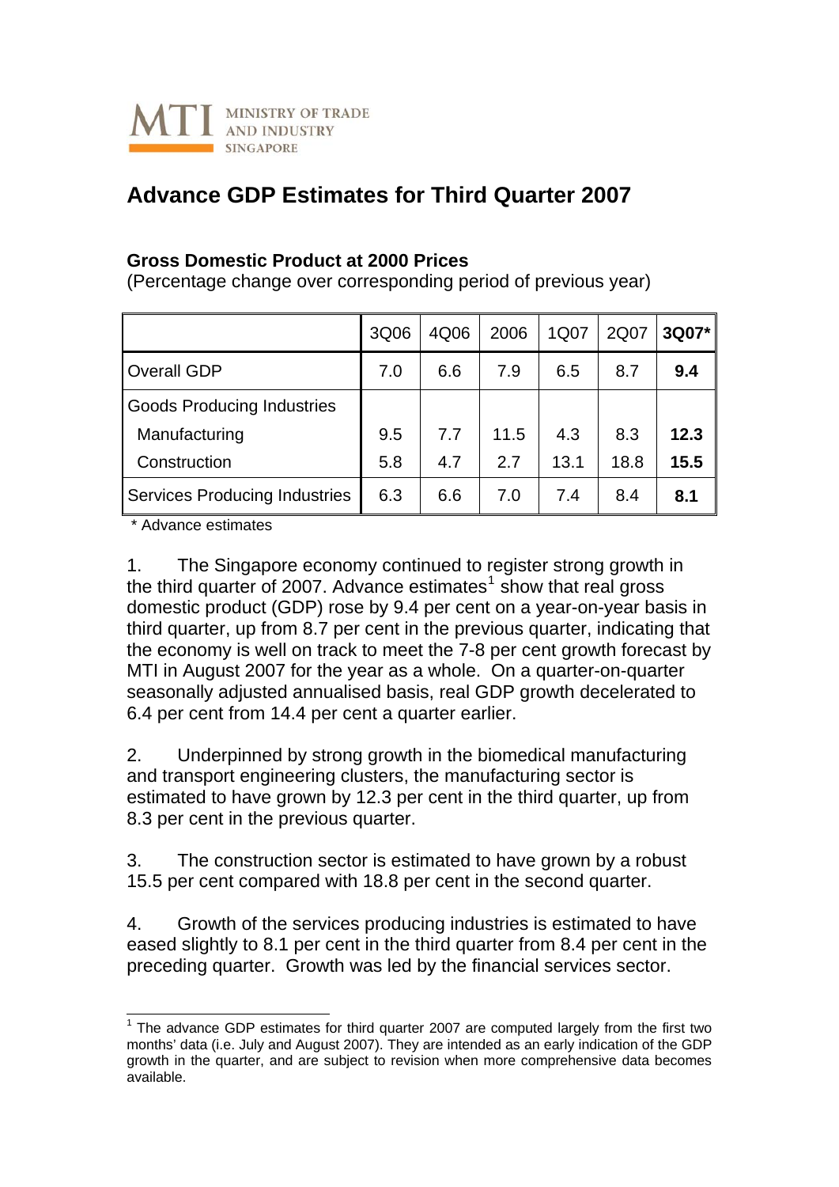MINISTRY OF TRADE AND INDUSTRY SINGAPORE

# Advance GDP Estimates for Third Quarter 2007

**Gross Domestic Product at 2000 Prices**
(Percentage change over corresponding period of previous year)

| | 3Q06 | 4Q06 | 2006 | 1Q07 | 2Q07 | **3Q07*** |
|---|---|---|---|---|---|---|
| Overall GDP | 7.0 | 6.6 | 7.9 | 6.5 | 8.7 | **9.4** |
| Goods Producing Industries | | | | | | |
| Manufacturing | 9.5 | 7.7 | 11.5 | 4.3 | 8.3 | **12.3** |
| Construction | 5.8 | 4.7 | 2.7 | 13.1 | 18.8 | **15.5** |
| Services Producing Industries | 6.3 | 6.6 | 7.0 | 7.4 | 8.4 | **8.1** |

\* Advance estimates

1. The Singapore economy continued to register strong growth in the third quarter of 2007. Advance estimates[1] show that real gross domestic product (GDP) rose by 9.4 per cent on a year-on-year basis in third quarter, up from 8.7 per cent in the previous quarter, indicating that the economy is well on track to meet the 7-8 per cent growth forecast by MTI in August 2007 for the year as a whole. On a quarter-on-quarter seasonally adjusted annualised basis, real GDP growth decelerated to 6.4 per cent from 14.4 per cent a quarter earlier.

2. Underpinned by strong growth in the biomedical manufacturing and transport engineering clusters, the manufacturing sector is estimated to have grown by 12.3 per cent in the third quarter, up from 8.3 per cent in the previous quarter.

3. The construction sector is estimated to have grown by a robust 15.5 per cent compared with 18.8 per cent in the second quarter.

4. Growth of the services producing industries is estimated to have eased slightly to 8.1 per cent in the third quarter from 8.4 per cent in the preceding quarter. Growth was led by the financial services sector.

---

[1] The advance GDP estimates for third quarter 2007 are computed largely from the first two months' data (i.e. July and August 2007). They are intended as an early indication of the GDP growth in the quarter, and are subject to revision when more comprehensive data becomes available.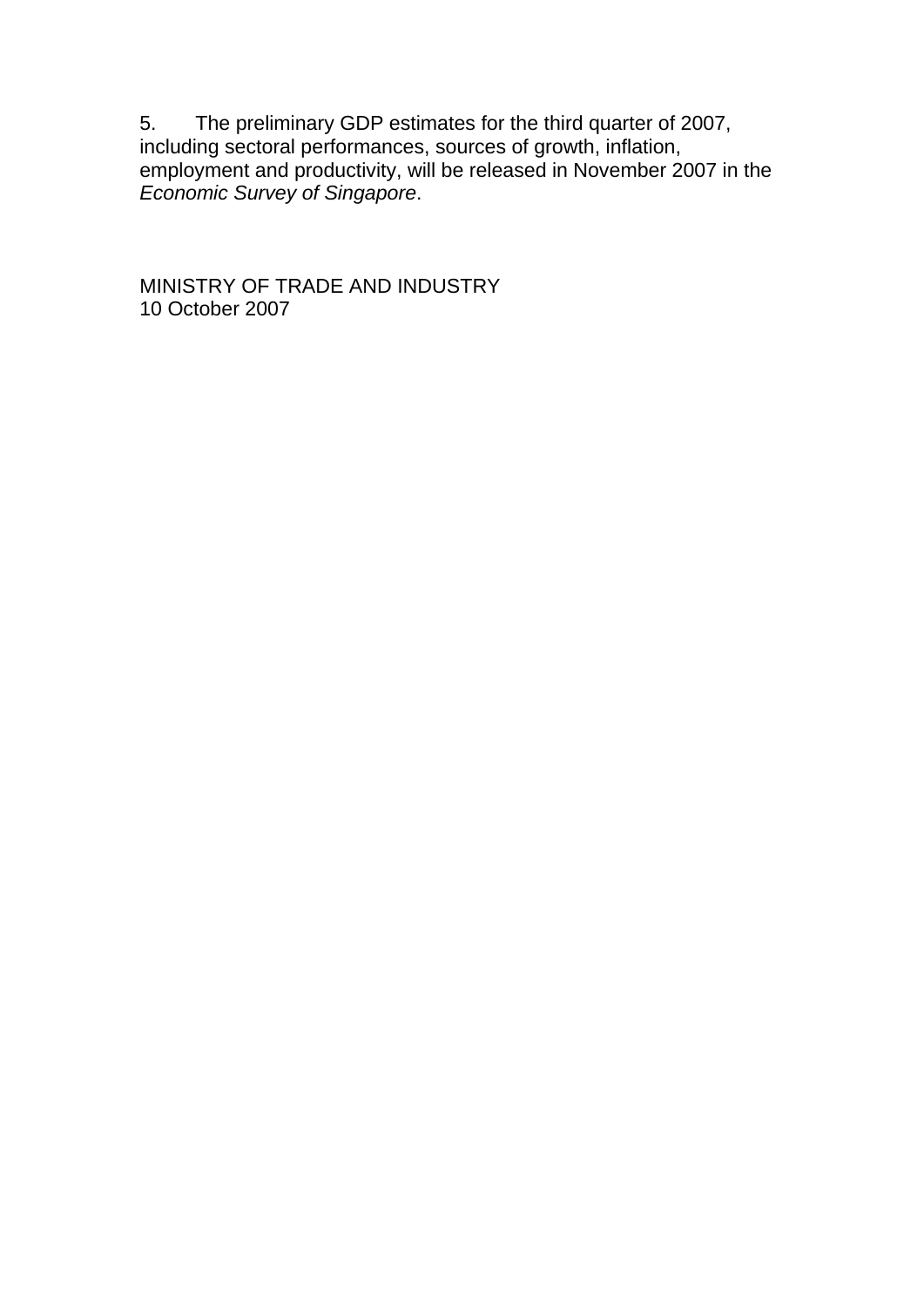5. The preliminary GDP estimates for the third quarter of 2007, including sectoral performances, sources of growth, inflation, employment and productivity, will be released in November 2007 in the *Economic Survey of Singapore*.

MINISTRY OF TRADE AND INDUSTRY
10 October 2007